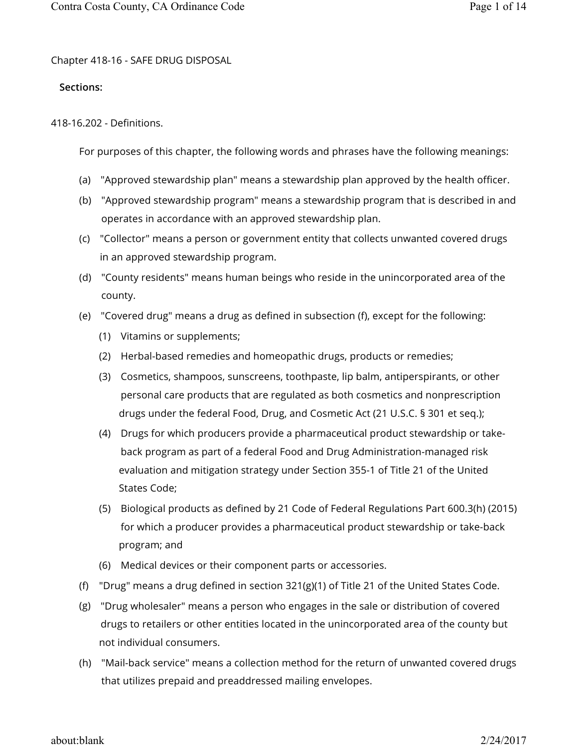## Chapter 418-16 - SAFE DRUG DISPOSAL

**Sections:**

### 418-16.202 - Definitions.

For purposes of this chapter, the following words and phrases have the following meanings:

(a) "Approved stewardship plan" means a stewardship plan approved by the health officer.

(b) "Approved stewardship program" means a stewardship program that is described in and operates in accordance with an approved stewardship plan.

(c) "Collector" means a person or government entity that collects unwanted covered drugs in an approved stewardship program.

(d) "County residents" means human beings who reside in the unincorporated area of the county.

(e) "Covered drug" means a drug as defined in subsection (f), except for the following:

  (1) Vitamins or supplements;

  (2) Herbal-based remedies and homeopathic drugs, products or remedies;

  (3) Cosmetics, shampoos, sunscreens, toothpaste, lip balm, antiperspirants, or other personal care products that are regulated as both cosmetics and nonprescription drugs under the federal Food, Drug, and Cosmetic Act (21 U.S.C. § 301 et seq.);

  (4) Drugs for which producers provide a pharmaceutical product stewardship or take-back program as part of a federal Food and Drug Administration-managed risk evaluation and mitigation strategy under Section 355-1 of Title 21 of the United States Code;

  (5) Biological products as defined by 21 Code of Federal Regulations Part 600.3(h) (2015) for which a producer provides a pharmaceutical product stewardship or take-back program; and

  (6) Medical devices or their component parts or accessories.

(f) "Drug" means a drug defined in section 321(g)(1) of Title 21 of the United States Code.

(g) "Drug wholesaler" means a person who engages in the sale or distribution of covered drugs to retailers or other entities located in the unincorporated area of the county but not individual consumers.

(h) "Mail-back service" means a collection method for the return of unwanted covered drugs that utilizes prepaid and preaddressed mailing envelopes.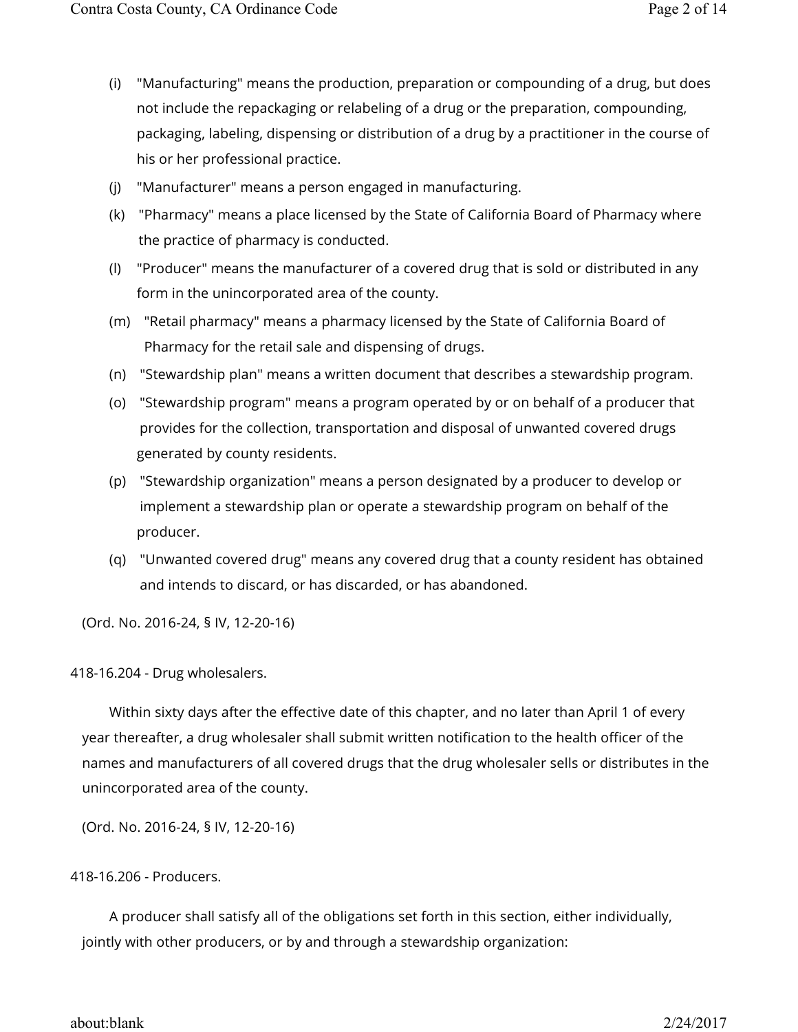(i) "Manufacturing" means the production, preparation or compounding of a drug, but does not include the repackaging or relabeling of a drug or the preparation, compounding, packaging, labeling, dispensing or distribution of a drug by a practitioner in the course of his or her professional practice.

(j) "Manufacturer" means a person engaged in manufacturing.

(k) "Pharmacy" means a place licensed by the State of California Board of Pharmacy where the practice of pharmacy is conducted.

(l) "Producer" means the manufacturer of a covered drug that is sold or distributed in any form in the unincorporated area of the county.

(m) "Retail pharmacy" means a pharmacy licensed by the State of California Board of Pharmacy for the retail sale and dispensing of drugs.

(n) "Stewardship plan" means a written document that describes a stewardship program.

(o) "Stewardship program" means a program operated by or on behalf of a producer that provides for the collection, transportation and disposal of unwanted covered drugs generated by county residents.

(p) "Stewardship organization" means a person designated by a producer to develop or implement a stewardship plan or operate a stewardship program on behalf of the producer.

(q) "Unwanted covered drug" means any covered drug that a county resident has obtained and intends to discard, or has discarded, or has abandoned.

(Ord. No. 2016-24, § IV, 12-20-16)

418-16.204 - Drug wholesalers.

Within sixty days after the effective date of this chapter, and no later than April 1 of every year thereafter, a drug wholesaler shall submit written notification to the health officer of the names and manufacturers of all covered drugs that the drug wholesaler sells or distributes in the unincorporated area of the county.

(Ord. No. 2016-24, § IV, 12-20-16)

418-16.206 - Producers.

A producer shall satisfy all of the obligations set forth in this section, either individually, jointly with other producers, or by and through a stewardship organization: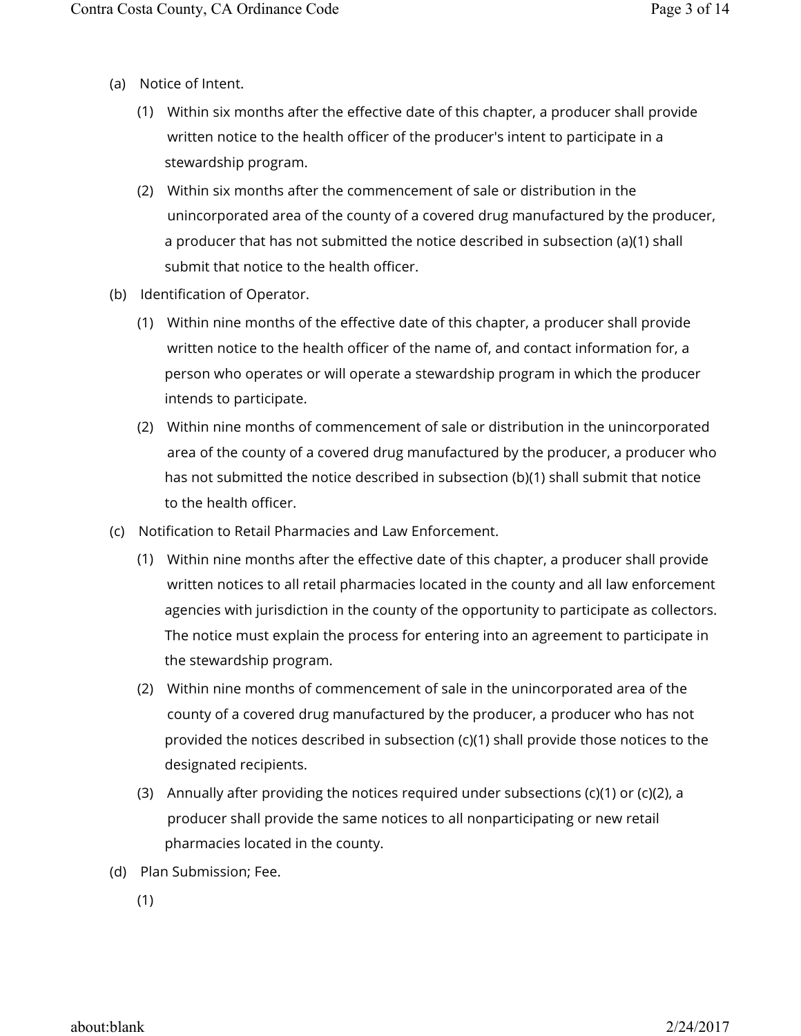(a) Notice of Intent.

(1) Within six months after the effective date of this chapter, a producer shall provide written notice to the health officer of the producer's intent to participate in a stewardship program.

(2) Within six months after the commencement of sale or distribution in the unincorporated area of the county of a covered drug manufactured by the producer, a producer that has not submitted the notice described in subsection (a)(1) shall submit that notice to the health officer.

(b) Identification of Operator.

(1) Within nine months of the effective date of this chapter, a producer shall provide written notice to the health officer of the name of, and contact information for, a person who operates or will operate a stewardship program in which the producer intends to participate.

(2) Within nine months of commencement of sale or distribution in the unincorporated area of the county of a covered drug manufactured by the producer, a producer who has not submitted the notice described in subsection (b)(1) shall submit that notice to the health officer.

(c) Notification to Retail Pharmacies and Law Enforcement.

(1) Within nine months after the effective date of this chapter, a producer shall provide written notices to all retail pharmacies located in the county and all law enforcement agencies with jurisdiction in the county of the opportunity to participate as collectors. The notice must explain the process for entering into an agreement to participate in the stewardship program.

(2) Within nine months of commencement of sale in the unincorporated area of the county of a covered drug manufactured by the producer, a producer who has not provided the notices described in subsection (c)(1) shall provide those notices to the designated recipients.

(3) Annually after providing the notices required under subsections (c)(1) or (c)(2), a producer shall provide the same notices to all nonparticipating or new retail pharmacies located in the county.

(d) Plan Submission; Fee.

(1)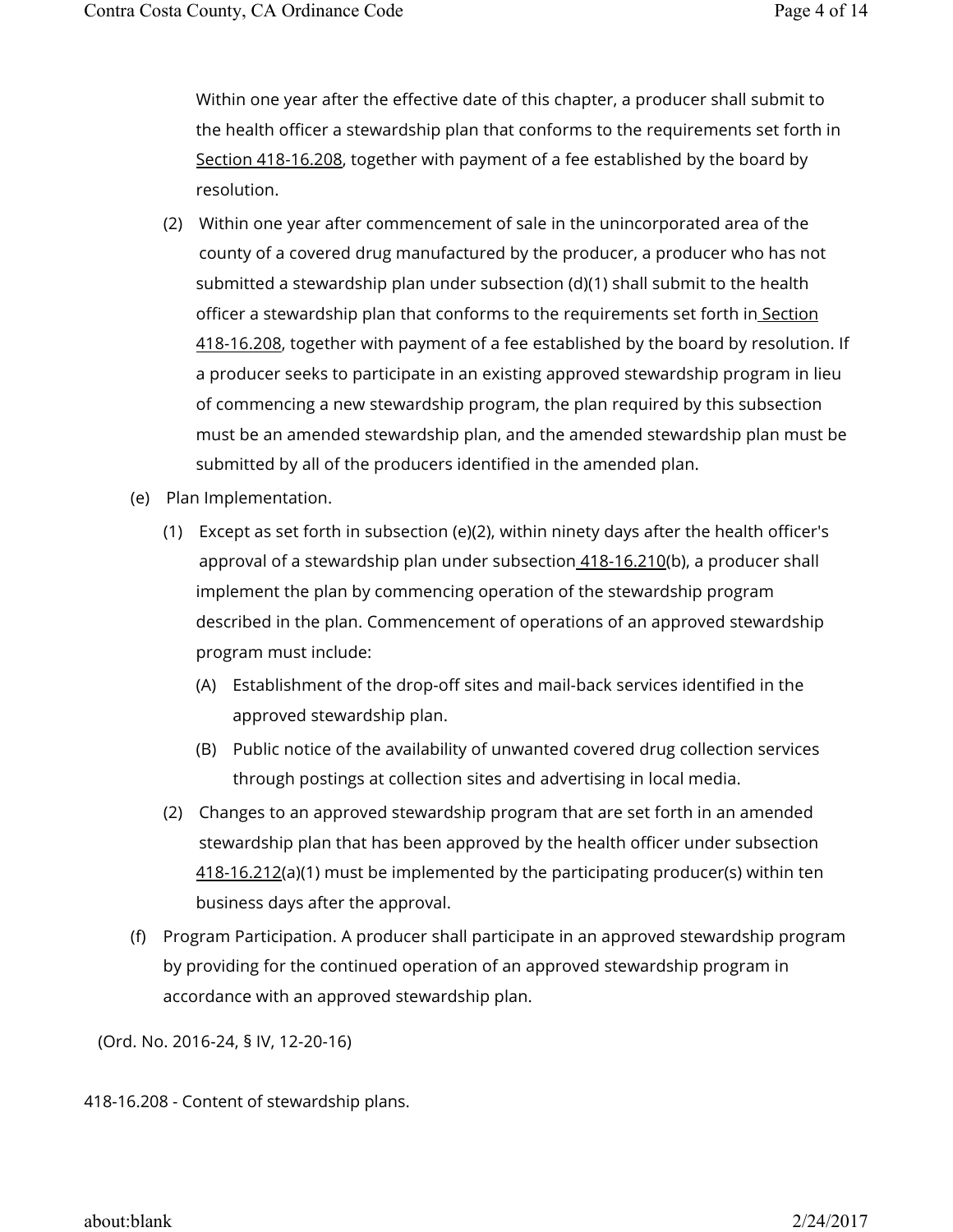Within one year after the effective date of this chapter, a producer shall submit to the health officer a stewardship plan that conforms to the requirements set forth in Section 418-16.208, together with payment of a fee established by the board by resolution.

(2) Within one year after commencement of sale in the unincorporated area of the county of a covered drug manufactured by the producer, a producer who has not submitted a stewardship plan under subsection (d)(1) shall submit to the health officer a stewardship plan that conforms to the requirements set forth in Section 418-16.208, together with payment of a fee established by the board by resolution. If a producer seeks to participate in an existing approved stewardship program in lieu of commencing a new stewardship program, the plan required by this subsection must be an amended stewardship plan, and the amended stewardship plan must be submitted by all of the producers identified in the amended plan.

(e) Plan Implementation.

(1) Except as set forth in subsection (e)(2), within ninety days after the health officer's approval of a stewardship plan under subsection 418-16.210(b), a producer shall implement the plan by commencing operation of the stewardship program described in the plan. Commencement of operations of an approved stewardship program must include:

(A) Establishment of the drop-off sites and mail-back services identified in the approved stewardship plan.

(B) Public notice of the availability of unwanted covered drug collection services through postings at collection sites and advertising in local media.

(2) Changes to an approved stewardship program that are set forth in an amended stewardship plan that has been approved by the health officer under subsection 418-16.212(a)(1) must be implemented by the participating producer(s) within ten business days after the approval.

(f) Program Participation. A producer shall participate in an approved stewardship program by providing for the continued operation of an approved stewardship program in accordance with an approved stewardship plan.

(Ord. No. 2016-24, § IV, 12-20-16)

418-16.208 - Content of stewardship plans.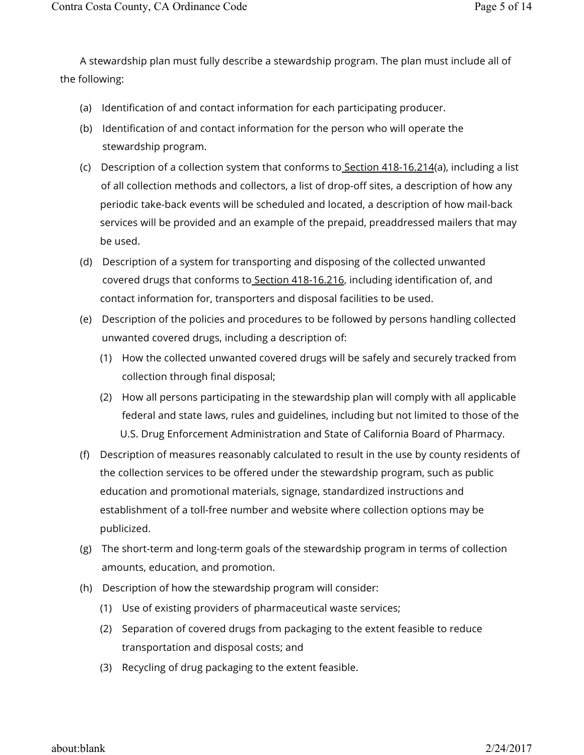A stewardship plan must fully describe a stewardship program. The plan must include all of the following:

(a) Identification of and contact information for each participating producer.

(b) Identification of and contact information for the person who will operate the stewardship program.

(c) Description of a collection system that conforms to Section 418-16.214(a), including a list of all collection methods and collectors, a list of drop-off sites, a description of how any periodic take-back events will be scheduled and located, a description of how mail-back services will be provided and an example of the prepaid, preaddressed mailers that may be used.

(d) Description of a system for transporting and disposing of the collected unwanted covered drugs that conforms to Section 418-16.216, including identification of, and contact information for, transporters and disposal facilities to be used.

(e) Description of the policies and procedures to be followed by persons handling collected unwanted covered drugs, including a description of:

(1) How the collected unwanted covered drugs will be safely and securely tracked from collection through final disposal;

(2) How all persons participating in the stewardship plan will comply with all applicable federal and state laws, rules and guidelines, including but not limited to those of the U.S. Drug Enforcement Administration and State of California Board of Pharmacy.

(f) Description of measures reasonably calculated to result in the use by county residents of the collection services to be offered under the stewardship program, such as public education and promotional materials, signage, standardized instructions and establishment of a toll-free number and website where collection options may be publicized.

(g) The short-term and long-term goals of the stewardship program in terms of collection amounts, education, and promotion.

(h) Description of how the stewardship program will consider:

(1) Use of existing providers of pharmaceutical waste services;

(2) Separation of covered drugs from packaging to the extent feasible to reduce transportation and disposal costs; and

(3) Recycling of drug packaging to the extent feasible.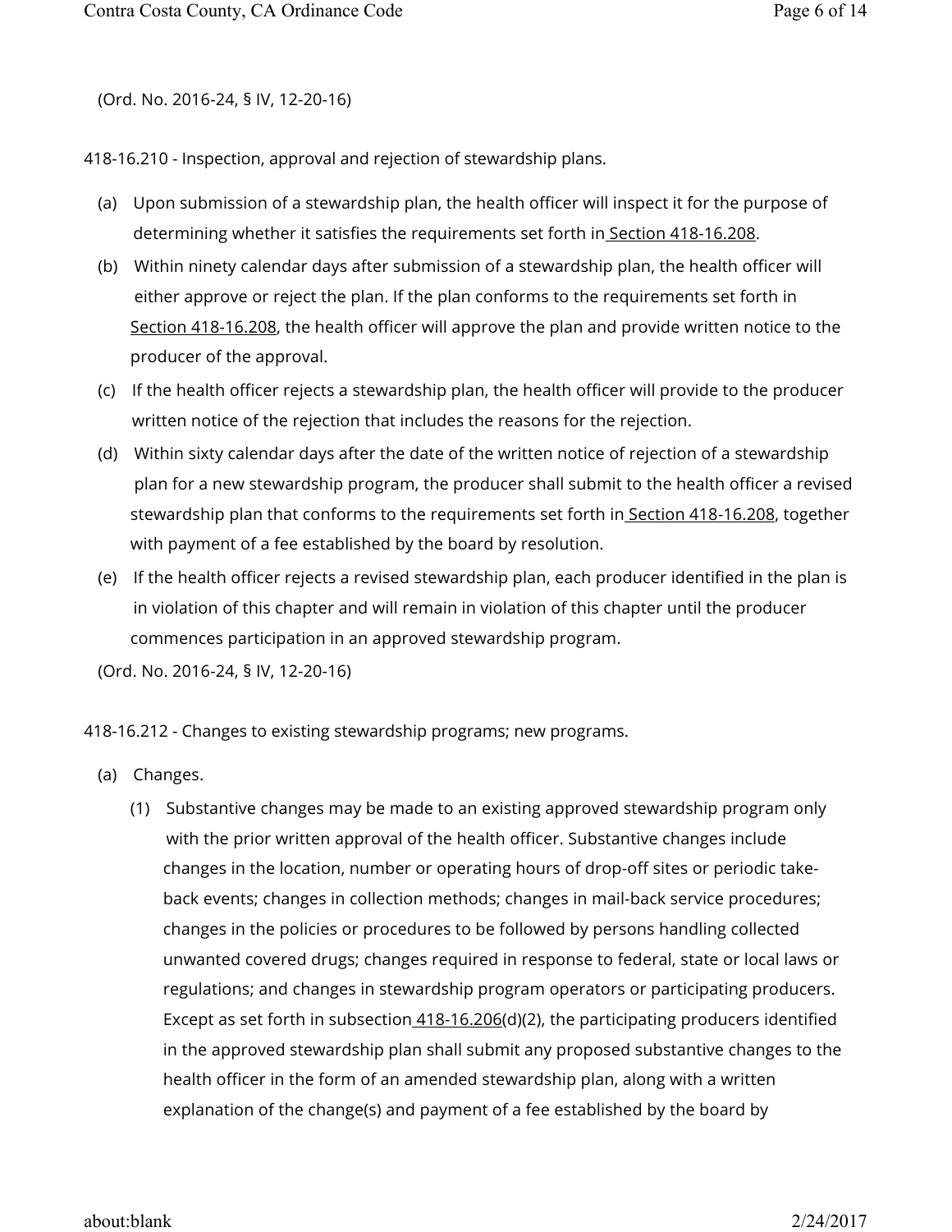(Ord. No. 2016-24, § IV, 12-20-16)

418-16.210 - Inspection, approval and rejection of stewardship plans.

(a) Upon submission of a stewardship plan, the health officer will inspect it for the purpose of determining whether it satisfies the requirements set forth in Section 418-16.208.

(b) Within ninety calendar days after submission of a stewardship plan, the health officer will either approve or reject the plan. If the plan conforms to the requirements set forth in Section 418-16.208, the health officer will approve the plan and provide written notice to the producer of the approval.

(c) If the health officer rejects a stewardship plan, the health officer will provide to the producer written notice of the rejection that includes the reasons for the rejection.

(d) Within sixty calendar days after the date of the written notice of rejection of a stewardship plan for a new stewardship program, the producer shall submit to the health officer a revised stewardship plan that conforms to the requirements set forth in Section 418-16.208, together with payment of a fee established by the board by resolution.

(e) If the health officer rejects a revised stewardship plan, each producer identified in the plan is in violation of this chapter and will remain in violation of this chapter until the producer commences participation in an approved stewardship program.

(Ord. No. 2016-24, § IV, 12-20-16)

418-16.212 - Changes to existing stewardship programs; new programs.

(a) Changes.

(1) Substantive changes may be made to an existing approved stewardship program only with the prior written approval of the health officer. Substantive changes include changes in the location, number or operating hours of drop-off sites or periodic take-back events; changes in collection methods; changes in mail-back service procedures; changes in the policies or procedures to be followed by persons handling collected unwanted covered drugs; changes required in response to federal, state or local laws or regulations; and changes in stewardship program operators or participating producers. Except as set forth in subsection 418-16.206(d)(2), the participating producers identified in the approved stewardship plan shall submit any proposed substantive changes to the health officer in the form of an amended stewardship plan, along with a written explanation of the change(s) and payment of a fee established by the board by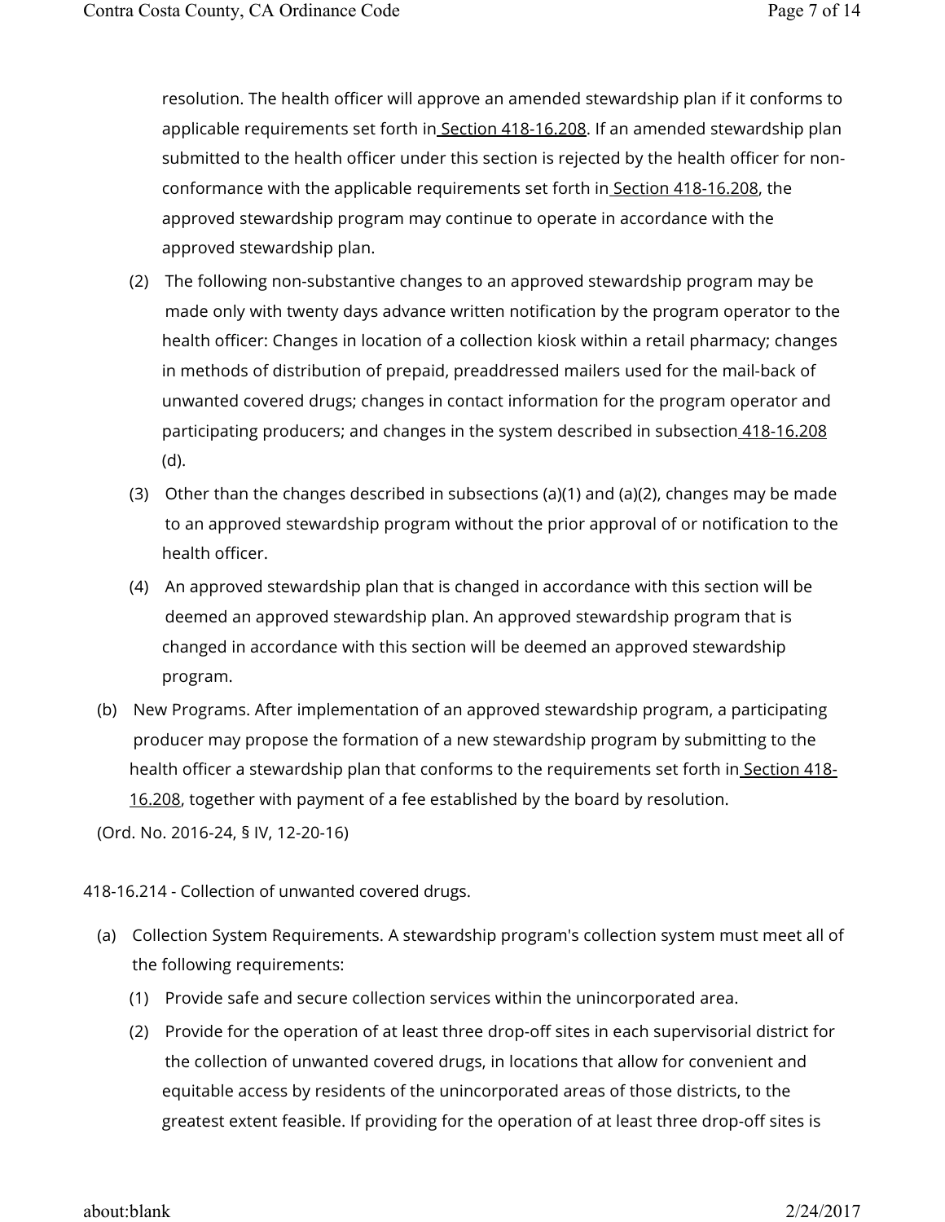resolution. The health officer will approve an amended stewardship plan if it conforms to applicable requirements set forth in Section 418-16.208. If an amended stewardship plan submitted to the health officer under this section is rejected by the health officer for non-conformance with the applicable requirements set forth in Section 418-16.208, the approved stewardship program may continue to operate in accordance with the approved stewardship plan.

(2) The following non-substantive changes to an approved stewardship program may be made only with twenty days advance written notification by the program operator to the health officer: Changes in location of a collection kiosk within a retail pharmacy; changes in methods of distribution of prepaid, preaddressed mailers used for the mail-back of unwanted covered drugs; changes in contact information for the program operator and participating producers; and changes in the system described in subsection 418-16.208 (d).

(3) Other than the changes described in subsections (a)(1) and (a)(2), changes may be made to an approved stewardship program without the prior approval of or notification to the health officer.

(4) An approved stewardship plan that is changed in accordance with this section will be deemed an approved stewardship plan. An approved stewardship program that is changed in accordance with this section will be deemed an approved stewardship program.

(b) New Programs. After implementation of an approved stewardship program, a participating producer may propose the formation of a new stewardship program by submitting to the health officer a stewardship plan that conforms to the requirements set forth in Section 418-16.208, together with payment of a fee established by the board by resolution.

(Ord. No. 2016-24, § IV, 12-20-16)

418-16.214 - Collection of unwanted covered drugs.

(a) Collection System Requirements. A stewardship program's collection system must meet all of the following requirements:

(1) Provide safe and secure collection services within the unincorporated area.

(2) Provide for the operation of at least three drop-off sites in each supervisorial district for the collection of unwanted covered drugs, in locations that allow for convenient and equitable access by residents of the unincorporated areas of those districts, to the greatest extent feasible. If providing for the operation of at least three drop-off sites is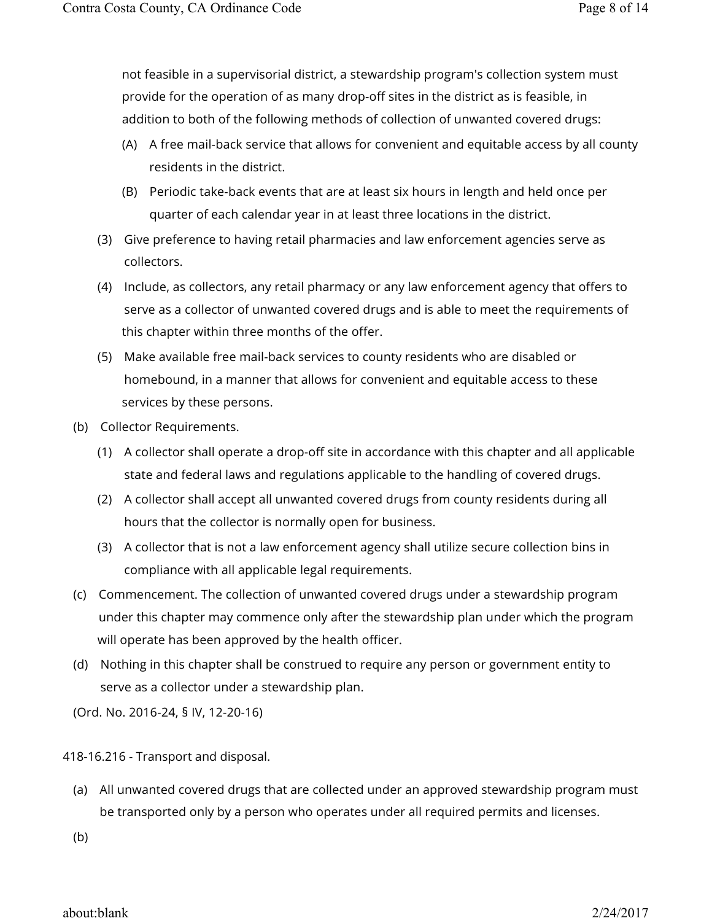not feasible in a supervisorial district, a stewardship program's collection system must provide for the operation of as many drop-off sites in the district as is feasible, in addition to both of the following methods of collection of unwanted covered drugs:

(A) A free mail-back service that allows for convenient and equitable access by all county residents in the district.

(B) Periodic take-back events that are at least six hours in length and held once per quarter of each calendar year in at least three locations in the district.

(3) Give preference to having retail pharmacies and law enforcement agencies serve as collectors.

(4) Include, as collectors, any retail pharmacy or any law enforcement agency that offers to serve as a collector of unwanted covered drugs and is able to meet the requirements of this chapter within three months of the offer.

(5) Make available free mail-back services to county residents who are disabled or homebound, in a manner that allows for convenient and equitable access to these services by these persons.

(b) Collector Requirements.

(1) A collector shall operate a drop-off site in accordance with this chapter and all applicable state and federal laws and regulations applicable to the handling of covered drugs.

(2) A collector shall accept all unwanted covered drugs from county residents during all hours that the collector is normally open for business.

(3) A collector that is not a law enforcement agency shall utilize secure collection bins in compliance with all applicable legal requirements.

(c) Commencement. The collection of unwanted covered drugs under a stewardship program under this chapter may commence only after the stewardship plan under which the program will operate has been approved by the health officer.

(d) Nothing in this chapter shall be construed to require any person or government entity to serve as a collector under a stewardship plan.

(Ord. No. 2016-24, § IV, 12-20-16)

418-16.216 - Transport and disposal.

(a) All unwanted covered drugs that are collected under an approved stewardship program must be transported only by a person who operates under all required permits and licenses.

(b)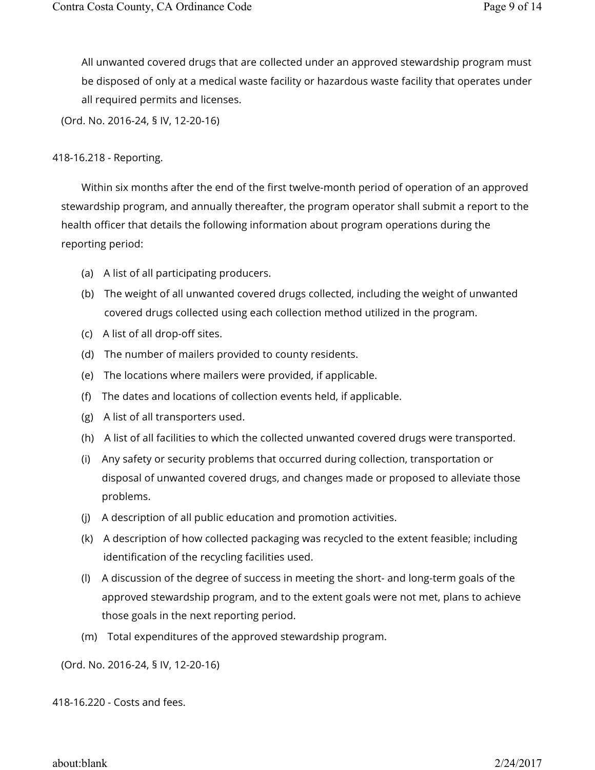All unwanted covered drugs that are collected under an approved stewardship program must be disposed of only at a medical waste facility or hazardous waste facility that operates under all required permits and licenses.

(Ord. No. 2016-24, § IV, 12-20-16)

418-16.218 - Reporting.

Within six months after the end of the first twelve-month period of operation of an approved stewardship program, and annually thereafter, the program operator shall submit a report to the health officer that details the following information about program operations during the reporting period:

(a) A list of all participating producers.

(b) The weight of all unwanted covered drugs collected, including the weight of unwanted covered drugs collected using each collection method utilized in the program.

(c) A list of all drop-off sites.

(d) The number of mailers provided to county residents.

(e) The locations where mailers were provided, if applicable.

(f) The dates and locations of collection events held, if applicable.

(g) A list of all transporters used.

(h) A list of all facilities to which the collected unwanted covered drugs were transported.

(i) Any safety or security problems that occurred during collection, transportation or disposal of unwanted covered drugs, and changes made or proposed to alleviate those problems.

(j) A description of all public education and promotion activities.

(k) A description of how collected packaging was recycled to the extent feasible; including identification of the recycling facilities used.

(l) A discussion of the degree of success in meeting the short- and long-term goals of the approved stewardship program, and to the extent goals were not met, plans to achieve those goals in the next reporting period.

(m) Total expenditures of the approved stewardship program.

(Ord. No. 2016-24, § IV, 12-20-16)

418-16.220 - Costs and fees.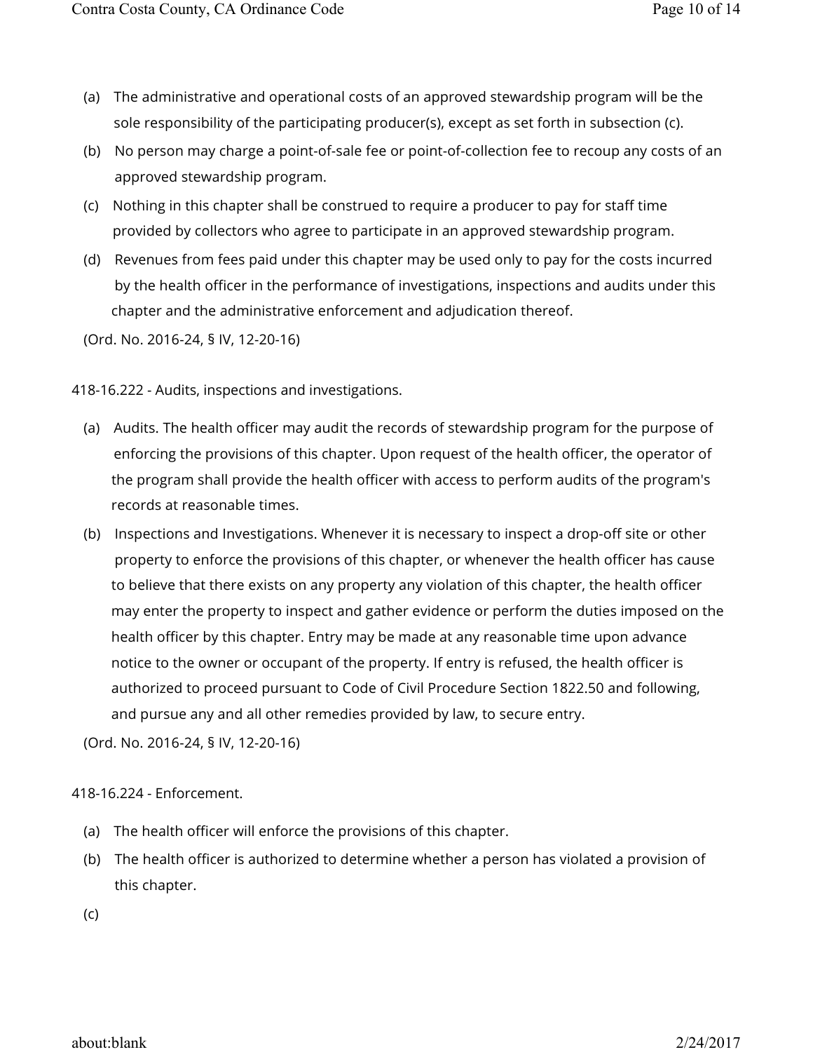(a) The administrative and operational costs of an approved stewardship program will be the sole responsibility of the participating producer(s), except as set forth in subsection (c).

(b) No person may charge a point-of-sale fee or point-of-collection fee to recoup any costs of an approved stewardship program.

(c) Nothing in this chapter shall be construed to require a producer to pay for staff time provided by collectors who agree to participate in an approved stewardship program.

(d) Revenues from fees paid under this chapter may be used only to pay for the costs incurred by the health officer in the performance of investigations, inspections and audits under this chapter and the administrative enforcement and adjudication thereof.

(Ord. No. 2016-24, § IV, 12-20-16)

418-16.222 - Audits, inspections and investigations.

(a) Audits. The health officer may audit the records of stewardship program for the purpose of enforcing the provisions of this chapter. Upon request of the health officer, the operator of the program shall provide the health officer with access to perform audits of the program's records at reasonable times.

(b) Inspections and Investigations. Whenever it is necessary to inspect a drop-off site or other property to enforce the provisions of this chapter, or whenever the health officer has cause to believe that there exists on any property any violation of this chapter, the health officer may enter the property to inspect and gather evidence or perform the duties imposed on the health officer by this chapter. Entry may be made at any reasonable time upon advance notice to the owner or occupant of the property. If entry is refused, the health officer is authorized to proceed pursuant to Code of Civil Procedure Section 1822.50 and following, and pursue any and all other remedies provided by law, to secure entry.

(Ord. No. 2016-24, § IV, 12-20-16)

418-16.224 - Enforcement.

(a) The health officer will enforce the provisions of this chapter.

(b) The health officer is authorized to determine whether a person has violated a provision of this chapter.

(c)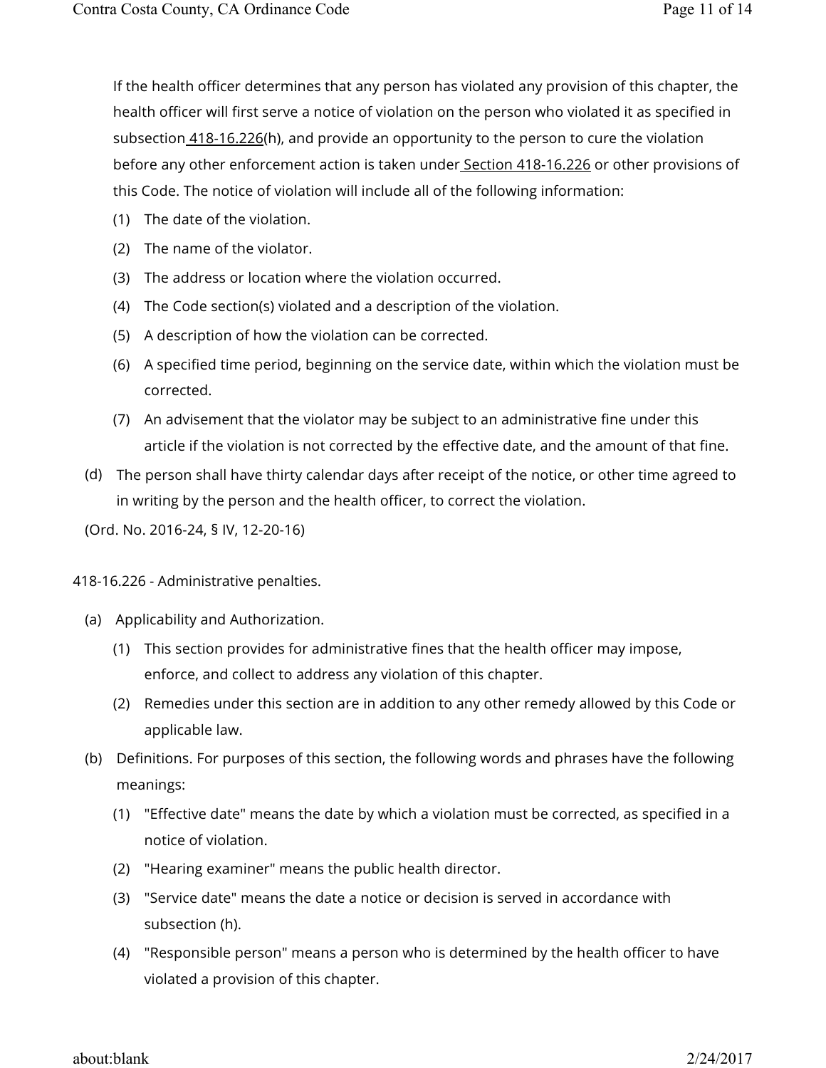If the health officer determines that any person has violated any provision of this chapter, the health officer will first serve a notice of violation on the person who violated it as specified in subsection 418-16.226(h), and provide an opportunity to the person to cure the violation before any other enforcement action is taken under Section 418-16.226 or other provisions of this Code. The notice of violation will include all of the following information:

(1) The date of the violation.

(2) The name of the violator.

(3) The address or location where the violation occurred.

(4) The Code section(s) violated and a description of the violation.

(5) A description of how the violation can be corrected.

(6) A specified time period, beginning on the service date, within which the violation must be corrected.

(7) An advisement that the violator may be subject to an administrative fine under this article if the violation is not corrected by the effective date, and the amount of that fine.

(d) The person shall have thirty calendar days after receipt of the notice, or other time agreed to in writing by the person and the health officer, to correct the violation.

(Ord. No. 2016-24, § IV, 12-20-16)

418-16.226 - Administrative penalties.

(a) Applicability and Authorization.

(1) This section provides for administrative fines that the health officer may impose, enforce, and collect to address any violation of this chapter.

(2) Remedies under this section are in addition to any other remedy allowed by this Code or applicable law.

(b) Definitions. For purposes of this section, the following words and phrases have the following meanings:

(1) "Effective date" means the date by which a violation must be corrected, as specified in a notice of violation.

(2) "Hearing examiner" means the public health director.

(3) "Service date" means the date a notice or decision is served in accordance with subsection (h).

(4) "Responsible person" means a person who is determined by the health officer to have violated a provision of this chapter.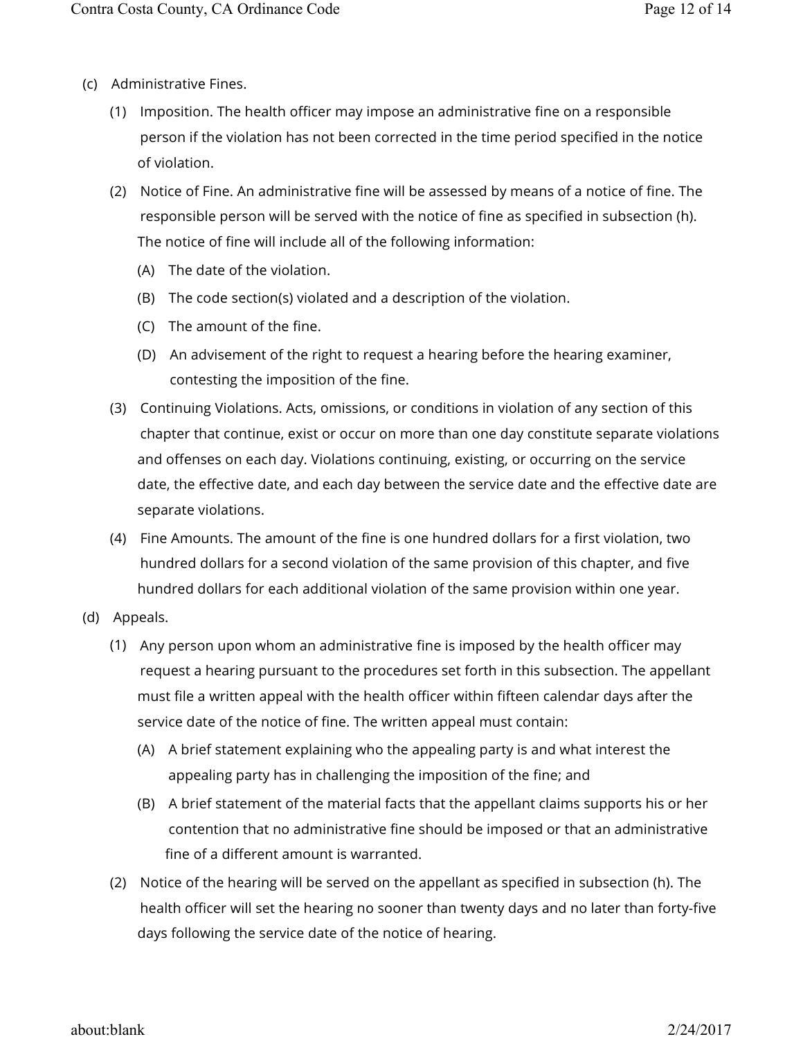(c) Administrative Fines.

(1) Imposition. The health officer may impose an administrative fine on a responsible person if the violation has not been corrected in the time period specified in the notice of violation.

(2) Notice of Fine. An administrative fine will be assessed by means of a notice of fine. The responsible person will be served with the notice of fine as specified in subsection (h). The notice of fine will include all of the following information:

(A) The date of the violation.

(B) The code section(s) violated and a description of the violation.

(C) The amount of the fine.

(D) An advisement of the right to request a hearing before the hearing examiner, contesting the imposition of the fine.

(3) Continuing Violations. Acts, omissions, or conditions in violation of any section of this chapter that continue, exist or occur on more than one day constitute separate violations and offenses on each day. Violations continuing, existing, or occurring on the service date, the effective date, and each day between the service date and the effective date are separate violations.

(4) Fine Amounts. The amount of the fine is one hundred dollars for a first violation, two hundred dollars for a second violation of the same provision of this chapter, and five hundred dollars for each additional violation of the same provision within one year.

(d) Appeals.

(1) Any person upon whom an administrative fine is imposed by the health officer may request a hearing pursuant to the procedures set forth in this subsection. The appellant must file a written appeal with the health officer within fifteen calendar days after the service date of the notice of fine. The written appeal must contain:

(A) A brief statement explaining who the appealing party is and what interest the appealing party has in challenging the imposition of the fine; and

(B) A brief statement of the material facts that the appellant claims supports his or her contention that no administrative fine should be imposed or that an administrative fine of a different amount is warranted.

(2) Notice of the hearing will be served on the appellant as specified in subsection (h). The health officer will set the hearing no sooner than twenty days and no later than forty-five days following the service date of the notice of hearing.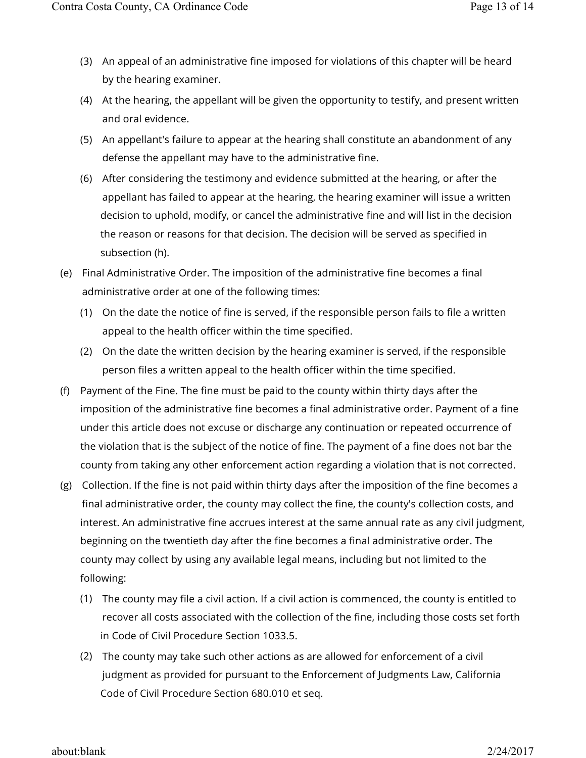(3) An appeal of an administrative fine imposed for violations of this chapter will be heard by the hearing examiner.

(4) At the hearing, the appellant will be given the opportunity to testify, and present written and oral evidence.

(5) An appellant's failure to appear at the hearing shall constitute an abandonment of any defense the appellant may have to the administrative fine.

(6) After considering the testimony and evidence submitted at the hearing, or after the appellant has failed to appear at the hearing, the hearing examiner will issue a written decision to uphold, modify, or cancel the administrative fine and will list in the decision the reason or reasons for that decision. The decision will be served as specified in subsection (h).

(e) Final Administrative Order. The imposition of the administrative fine becomes a final administrative order at one of the following times:

(1) On the date the notice of fine is served, if the responsible person fails to file a written appeal to the health officer within the time specified.

(2) On the date the written decision by the hearing examiner is served, if the responsible person files a written appeal to the health officer within the time specified.

(f) Payment of the Fine. The fine must be paid to the county within thirty days after the imposition of the administrative fine becomes a final administrative order. Payment of a fine under this article does not excuse or discharge any continuation or repeated occurrence of the violation that is the subject of the notice of fine. The payment of a fine does not bar the county from taking any other enforcement action regarding a violation that is not corrected.

(g) Collection. If the fine is not paid within thirty days after the imposition of the fine becomes a final administrative order, the county may collect the fine, the county's collection costs, and interest. An administrative fine accrues interest at the same annual rate as any civil judgment, beginning on the twentieth day after the fine becomes a final administrative order. The county may collect by using any available legal means, including but not limited to the following:

(1) The county may file a civil action. If a civil action is commenced, the county is entitled to recover all costs associated with the collection of the fine, including those costs set forth in Code of Civil Procedure Section 1033.5.

(2) The county may take such other actions as are allowed for enforcement of a civil judgment as provided for pursuant to the Enforcement of Judgments Law, California Code of Civil Procedure Section 680.010 et seq.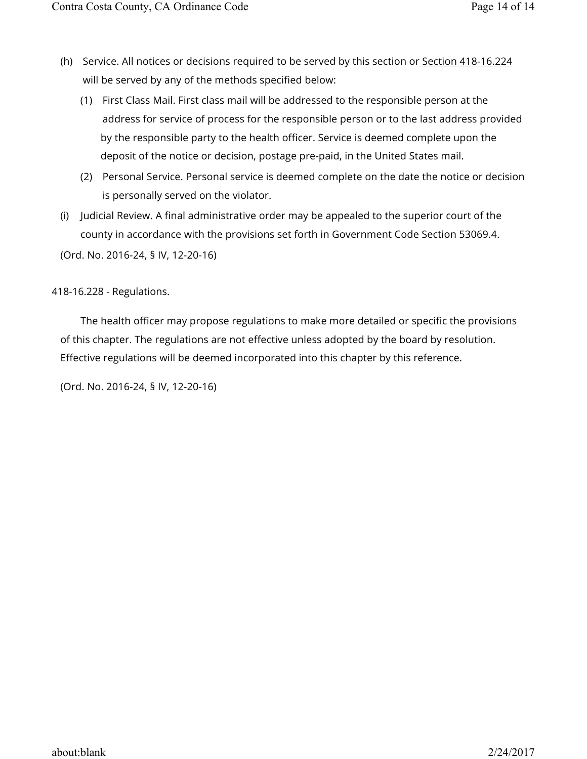(h) Service. All notices or decisions required to be served by this section or Section 418-16.224 will be served by any of the methods specified below:

  (1) First Class Mail. First class mail will be addressed to the responsible person at the address for service of process for the responsible person or to the last address provided by the responsible party to the health officer. Service is deemed complete upon the deposit of the notice or decision, postage pre-paid, in the United States mail.

  (2) Personal Service. Personal service is deemed complete on the date the notice or decision is personally served on the violator.

(i) Judicial Review. A final administrative order may be appealed to the superior court of the county in accordance with the provisions set forth in Government Code Section 53069.4.

(Ord. No. 2016-24, § IV, 12-20-16)

418-16.228 - Regulations.

The health officer may propose regulations to make more detailed or specific the provisions of this chapter. The regulations are not effective unless adopted by the board by resolution. Effective regulations will be deemed incorporated into this chapter by this reference.

(Ord. No. 2016-24, § IV, 12-20-16)